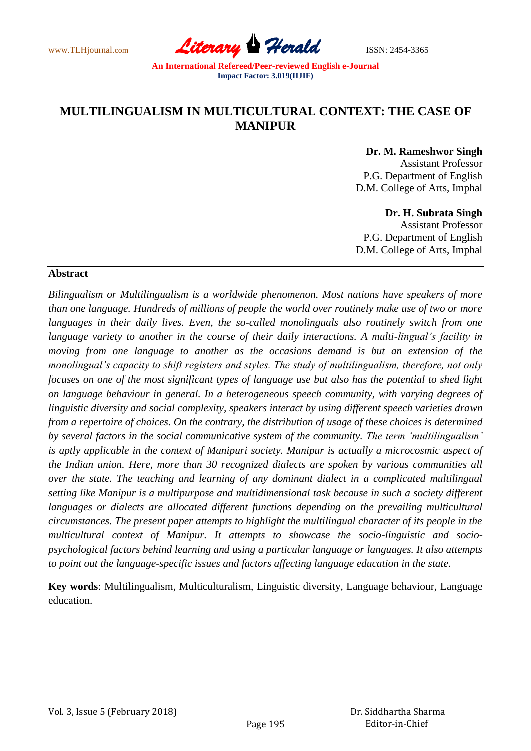# MULTILINGUALISM IN MULTICULTURAL CONTEXT: THE CASE OF MANIPUR

**Dr. M. Rameshwor Singh**
Assistant Professor
P.G. Department of English
D.M. College of Arts, Imphal

**Dr. H. Subrata Singh**
Assistant Professor
P.G. Department of English
D.M. College of Arts, Imphal

## Abstract

*Bilingualism or Multilingualism is a worldwide phenomenon. Most nations have speakers of more than one language. Hundreds of millions of people the world over routinely make use of two or more languages in their daily lives. Even, the so-called monolinguals also routinely switch from one language variety to another in the course of their daily interactions. A multi-lingual's facility in moving from one language to another as the occasions demand is but an extension of the monolingual's capacity to shift registers and styles. The study of multilingualism, therefore, not only focuses on one of the most significant types of language use but also has the potential to shed light on language behaviour in general. In a heterogeneous speech community, with varying degrees of linguistic diversity and social complexity, speakers interact by using different speech varieties drawn from a repertoire of choices. On the contrary, the distribution of usage of these choices is determined by several factors in the social communicative system of the community. The term 'multilingualism' is aptly applicable in the context of Manipuri society. Manipur is actually a microcosmic aspect of the Indian union. Here, more than 30 recognized dialects are spoken by various communities all over the state. The teaching and learning of any dominant dialect in a complicated multilingual setting like Manipur is a multipurpose and multidimensional task because in such a society different languages or dialects are allocated different functions depending on the prevailing multicultural circumstances. The present paper attempts to highlight the multilingual character of its people in the multicultural context of Manipur. It attempts to showcase the socio-linguistic and socio-psychological factors behind learning and using a particular language or languages. It also attempts to point out the language-specific issues and factors affecting language education in the state.*

**Key words**: Multilingualism, Multiculturalism, Linguistic diversity, Language behaviour, Language education.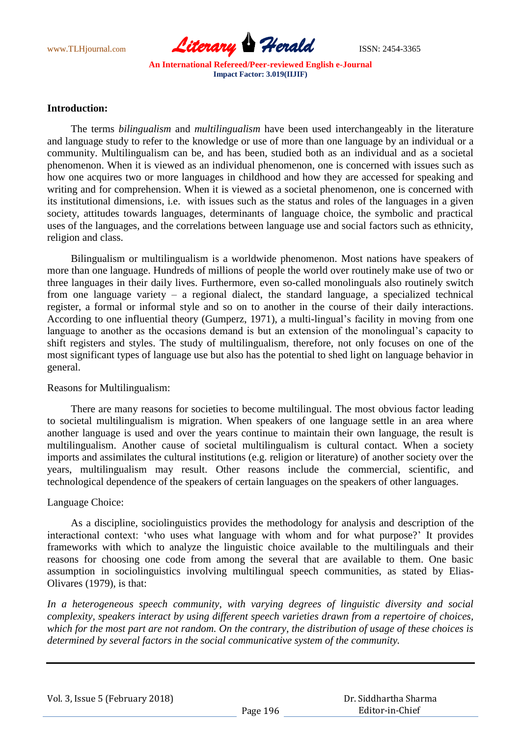**Introduction:**

The terms *bilingualism* and *multilingualism* have been used interchangeably in the literature and language study to refer to the knowledge or use of more than one language by an individual or a community. Multilingualism can be, and has been, studied both as an individual and as a societal phenomenon. When it is viewed as an individual phenomenon, one is concerned with issues such as how one acquires two or more languages in childhood and how they are accessed for speaking and writing and for comprehension. When it is viewed as a societal phenomenon, one is concerned with its institutional dimensions, i.e. with issues such as the status and roles of the languages in a given society, attitudes towards languages, determinants of language choice, the symbolic and practical uses of the languages, and the correlations between language use and social factors such as ethnicity, religion and class.

Bilingualism or multilingualism is a worldwide phenomenon. Most nations have speakers of more than one language. Hundreds of millions of people the world over routinely make use of two or three languages in their daily lives. Furthermore, even so-called monolinguals also routinely switch from one language variety – a regional dialect, the standard language, a specialized technical register, a formal or informal style and so on to another in the course of their daily interactions. According to one influential theory (Gumperz, 1971), a multi-lingual's facility in moving from one language to another as the occasions demand is but an extension of the monolingual's capacity to shift registers and styles. The study of multilingualism, therefore, not only focuses on one of the most significant types of language use but also has the potential to shed light on language behavior in general.

Reasons for Multilingualism:

There are many reasons for societies to become multilingual. The most obvious factor leading to societal multilingualism is migration. When speakers of one language settle in an area where another language is used and over the years continue to maintain their own language, the result is multilingualism. Another cause of societal multilingualism is cultural contact. When a society imports and assimilates the cultural institutions (e.g. religion or literature) of another society over the years, multilingualism may result. Other reasons include the commercial, scientific, and technological dependence of the speakers of certain languages on the speakers of other languages.

Language Choice:

As a discipline, sociolinguistics provides the methodology for analysis and description of the interactional context: 'who uses what language with whom and for what purpose?' It provides frameworks with which to analyze the linguistic choice available to the multilinguals and their reasons for choosing one code from among the several that are available to them. One basic assumption in sociolinguistics involving multilingual speech communities, as stated by Elias-Olivares (1979), is that:

*In a heterogeneous speech community, with varying degrees of linguistic diversity and social complexity, speakers interact by using different speech varieties drawn from a repertoire of choices, which for the most part are not random. On the contrary, the distribution of usage of these choices is determined by several factors in the social communicative system of the community.*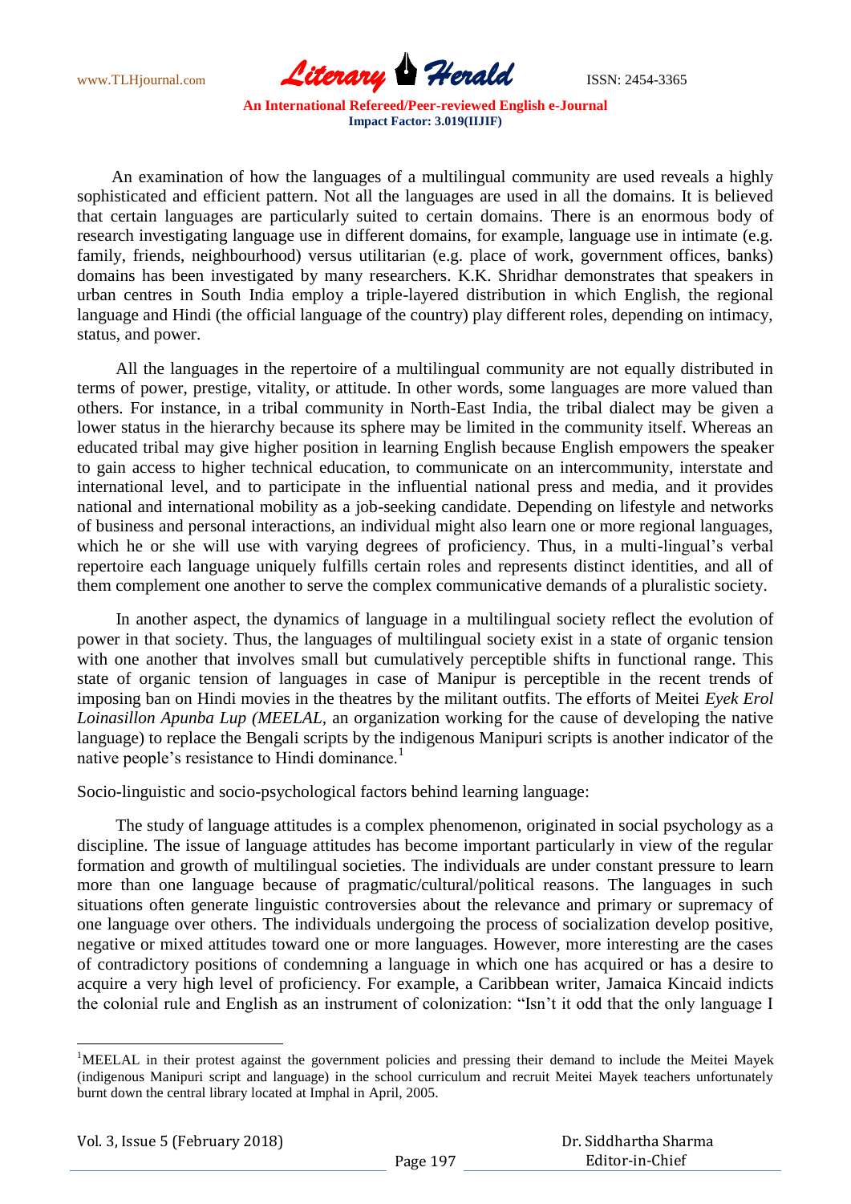An examination of how the languages of a multilingual community are used reveals a highly sophisticated and efficient pattern. Not all the languages are used in all the domains. It is believed that certain languages are particularly suited to certain domains. There is an enormous body of research investigating language use in different domains, for example, language use in intimate (e.g. family, friends, neighbourhood) versus utilitarian (e.g. place of work, government offices, banks) domains has been investigated by many researchers. K.K. Shridhar demonstrates that speakers in urban centres in South India employ a triple-layered distribution in which English, the regional language and Hindi (the official language of the country) play different roles, depending on intimacy, status, and power.

All the languages in the repertoire of a multilingual community are not equally distributed in terms of power, prestige, vitality, or attitude. In other words, some languages are more valued than others. For instance, in a tribal community in North-East India, the tribal dialect may be given a lower status in the hierarchy because its sphere may be limited in the community itself. Whereas an educated tribal may give higher position in learning English because English empowers the speaker to gain access to higher technical education, to communicate on an intercommunity, interstate and international level, and to participate in the influential national press and media, and it provides national and international mobility as a job-seeking candidate. Depending on lifestyle and networks of business and personal interactions, an individual might also learn one or more regional languages, which he or she will use with varying degrees of proficiency. Thus, in a multi-lingual's verbal repertoire each language uniquely fulfills certain roles and represents distinct identities, and all of them complement one another to serve the complex communicative demands of a pluralistic society.

In another aspect, the dynamics of language in a multilingual society reflect the evolution of power in that society. Thus, the languages of multilingual society exist in a state of organic tension with one another that involves small but cumulatively perceptible shifts in functional range. This state of organic tension of languages in case of Manipur is perceptible in the recent trends of imposing ban on Hindi movies in the theatres by the militant outfits. The efforts of Meitei *Eyek Erol Loinasillon Apunba Lup (MEELAL*, an organization working for the cause of developing the native language) to replace the Bengali scripts by the indigenous Manipuri scripts is another indicator of the native people's resistance to Hindi dominance.[1]

Socio-linguistic and socio-psychological factors behind learning language:

The study of language attitudes is a complex phenomenon, originated in social psychology as a discipline. The issue of language attitudes has become important particularly in view of the regular formation and growth of multilingual societies. The individuals are under constant pressure to learn more than one language because of pragmatic/cultural/political reasons. The languages in such situations often generate linguistic controversies about the relevance and primary or supremacy of one language over others. The individuals undergoing the process of socialization develop positive, negative or mixed attitudes toward one or more languages. However, more interesting are the cases of contradictory positions of condemning a language in which one has acquired or has a desire to acquire a very high level of proficiency. For example, a Caribbean writer, Jamaica Kincaid indicts the colonial rule and English as an instrument of colonization: "Isn't it odd that the only language I

---

[1] MEELAL in their protest against the government policies and pressing their demand to include the Meitei Mayek (indigenous Manipuri script and language) in the school curriculum and recruit Meitei Mayek teachers unfortunately burnt down the central library located at Imphal in April, 2005.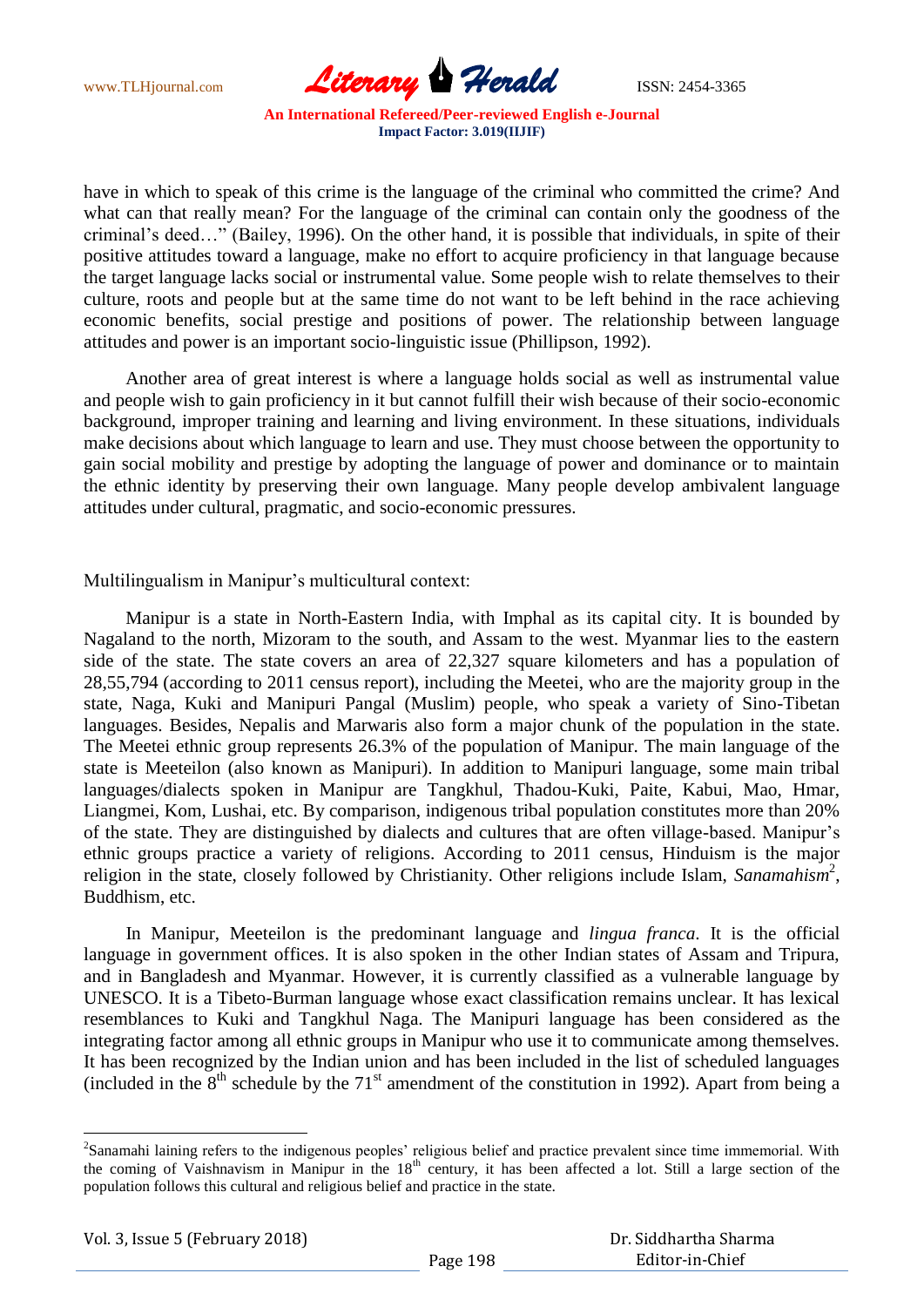have in which to speak of this crime is the language of the criminal who committed the crime? And what can that really mean? For the language of the criminal can contain only the goodness of the criminal's deed…" (Bailey, 1996). On the other hand, it is possible that individuals, in spite of their positive attitudes toward a language, make no effort to acquire proficiency in that language because the target language lacks social or instrumental value. Some people wish to relate themselves to their culture, roots and people but at the same time do not want to be left behind in the race achieving economic benefits, social prestige and positions of power. The relationship between language attitudes and power is an important socio-linguistic issue (Phillipson, 1992).

Another area of great interest is where a language holds social as well as instrumental value and people wish to gain proficiency in it but cannot fulfill their wish because of their socio-economic background, improper training and learning and living environment. In these situations, individuals make decisions about which language to learn and use. They must choose between the opportunity to gain social mobility and prestige by adopting the language of power and dominance or to maintain the ethnic identity by preserving their own language. Many people develop ambivalent language attitudes under cultural, pragmatic, and socio-economic pressures.

Multilingualism in Manipur's multicultural context:

Manipur is a state in North-Eastern India, with Imphal as its capital city. It is bounded by Nagaland to the north, Mizoram to the south, and Assam to the west. Myanmar lies to the eastern side of the state. The state covers an area of 22,327 square kilometers and has a population of 28,55,794 (according to 2011 census report), including the Meetei, who are the majority group in the state, Naga, Kuki and Manipuri Pangal (Muslim) people, who speak a variety of Sino-Tibetan languages. Besides, Nepalis and Marwaris also form a major chunk of the population in the state. The Meetei ethnic group represents 26.3% of the population of Manipur. The main language of the state is Meeteilon (also known as Manipuri). In addition to Manipuri language, some main tribal languages/dialects spoken in Manipur are Tangkhul, Thadou-Kuki, Paite, Kabui, Mao, Hmar, Liangmei, Kom, Lushai, etc. By comparison, indigenous tribal population constitutes more than 20% of the state. They are distinguished by dialects and cultures that are often village-based. Manipur's ethnic groups practice a variety of religions. According to 2011 census, Hinduism is the major religion in the state, closely followed by Christianity. Other religions include Islam, *Sanamahism*[2], Buddhism, etc.

In Manipur, Meeteilon is the predominant language and *lingua franca*. It is the official language in government offices. It is also spoken in the other Indian states of Assam and Tripura, and in Bangladesh and Myanmar. However, it is currently classified as a vulnerable language by UNESCO. It is a Tibeto-Burman language whose exact classification remains unclear. It has lexical resemblances to Kuki and Tangkhul Naga. The Manipuri language has been considered as the integrating factor among all ethnic groups in Manipur who use it to communicate among themselves. It has been recognized by the Indian union and has been included in the list of scheduled languages (included in the 8th schedule by the 71st amendment of the constitution in 1992). Apart from being a

[2]Sanamahi laining refers to the indigenous peoples' religious belief and practice prevalent since time immemorial. With the coming of Vaishnavism in Manipur in the 18th century, it has been affected a lot. Still a large section of the population follows this cultural and religious belief and practice in the state.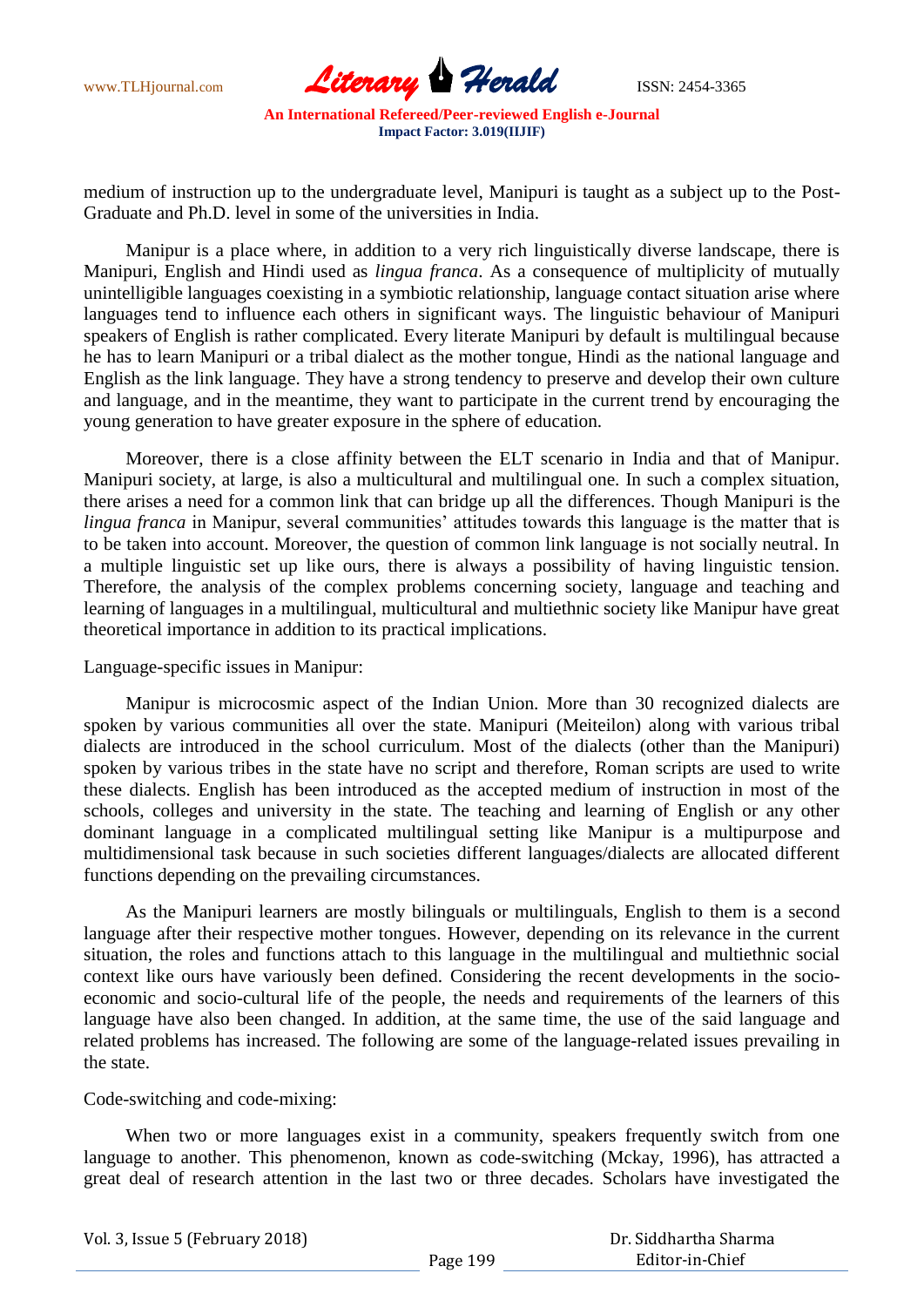medium of instruction up to the undergraduate level, Manipuri is taught as a subject up to the Post-Graduate and Ph.D. level in some of the universities in India.

Manipur is a place where, in addition to a very rich linguistically diverse landscape, there is Manipuri, English and Hindi used as *lingua franca*. As a consequence of multiplicity of mutually unintelligible languages coexisting in a symbiotic relationship, language contact situation arise where languages tend to influence each others in significant ways. The linguistic behaviour of Manipuri speakers of English is rather complicated. Every literate Manipuri by default is multilingual because he has to learn Manipuri or a tribal dialect as the mother tongue, Hindi as the national language and English as the link language. They have a strong tendency to preserve and develop their own culture and language, and in the meantime, they want to participate in the current trend by encouraging the young generation to have greater exposure in the sphere of education.

Moreover, there is a close affinity between the ELT scenario in India and that of Manipur. Manipuri society, at large, is also a multicultural and multilingual one. In such a complex situation, there arises a need for a common link that can bridge up all the differences. Though Manipuri is the *lingua franca* in Manipur, several communities' attitudes towards this language is the matter that is to be taken into account. Moreover, the question of common link language is not socially neutral. In a multiple linguistic set up like ours, there is always a possibility of having linguistic tension. Therefore, the analysis of the complex problems concerning society, language and teaching and learning of languages in a multilingual, multicultural and multiethnic society like Manipur have great theoretical importance in addition to its practical implications.

Language-specific issues in Manipur:

Manipur is microcosmic aspect of the Indian Union. More than 30 recognized dialects are spoken by various communities all over the state. Manipuri (Meiteilon) along with various tribal dialects are introduced in the school curriculum. Most of the dialects (other than the Manipuri) spoken by various tribes in the state have no script and therefore, Roman scripts are used to write these dialects. English has been introduced as the accepted medium of instruction in most of the schools, colleges and university in the state. The teaching and learning of English or any other dominant language in a complicated multilingual setting like Manipur is a multipurpose and multidimensional task because in such societies different languages/dialects are allocated different functions depending on the prevailing circumstances.

As the Manipuri learners are mostly bilinguals or multilinguals, English to them is a second language after their respective mother tongues. However, depending on its relevance in the current situation, the roles and functions attach to this language in the multilingual and multiethnic social context like ours have variously been defined. Considering the recent developments in the socio-economic and socio-cultural life of the people, the needs and requirements of the learners of this language have also been changed. In addition, at the same time, the use of the said language and related problems has increased. The following are some of the language-related issues prevailing in the state.

Code-switching and code-mixing:

When two or more languages exist in a community, speakers frequently switch from one language to another. This phenomenon, known as code-switching (Mckay, 1996), has attracted a great deal of research attention in the last two or three decades. Scholars have investigated the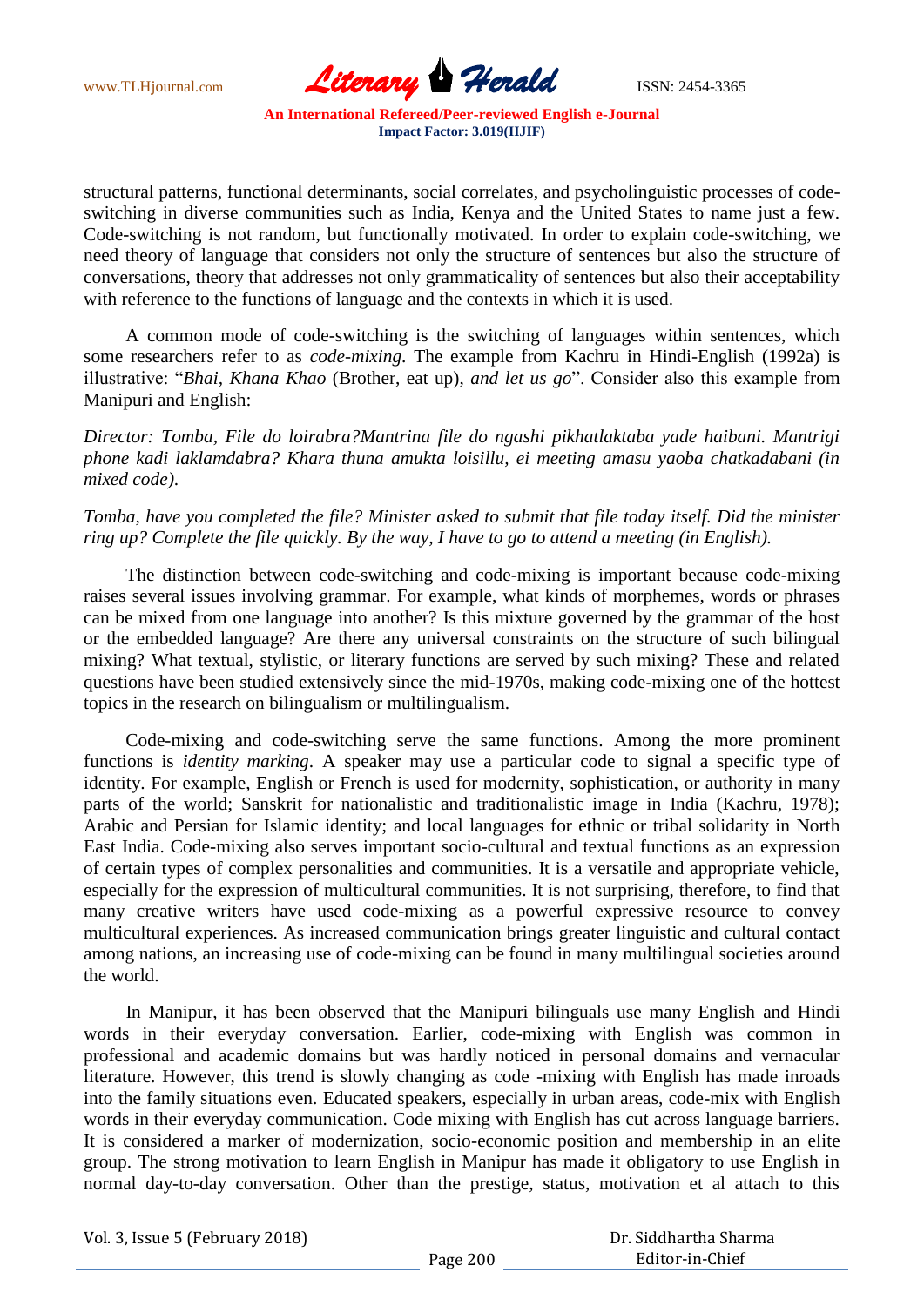structural patterns, functional determinants, social correlates, and psycholinguistic processes of code-switching in diverse communities such as India, Kenya and the United States to name just a few. Code-switching is not random, but functionally motivated. In order to explain code-switching, we need theory of language that considers not only the structure of sentences but also the structure of conversations, theory that addresses not only grammaticality of sentences but also their acceptability with reference to the functions of language and the contexts in which it is used.

A common mode of code-switching is the switching of languages within sentences, which some researchers refer to as *code-mixing*. The example from Kachru in Hindi-English (1992a) is illustrative: "*Bhai, Khana Khao* (Brother, eat up), *and let us go*". Consider also this example from Manipuri and English:

*Director: Tomba, File do loirabra?Mantrina file do ngashi pikhatlaktaba yade haibani. Mantrigi phone kadi laklamdabra? Khara thuna amukta loisillu, ei meeting amasu yaoba chatkadabani (in mixed code).*

*Tomba, have you completed the file? Minister asked to submit that file today itself. Did the minister ring up? Complete the file quickly. By the way, I have to go to attend a meeting (in English).*

The distinction between code-switching and code-mixing is important because code-mixing raises several issues involving grammar. For example, what kinds of morphemes, words or phrases can be mixed from one language into another? Is this mixture governed by the grammar of the host or the embedded language? Are there any universal constraints on the structure of such bilingual mixing? What textual, stylistic, or literary functions are served by such mixing? These and related questions have been studied extensively since the mid-1970s, making code-mixing one of the hottest topics in the research on bilingualism or multilingualism.

Code-mixing and code-switching serve the same functions. Among the more prominent functions is *identity marking*. A speaker may use a particular code to signal a specific type of identity. For example, English or French is used for modernity, sophistication, or authority in many parts of the world; Sanskrit for nationalistic and traditionalistic image in India (Kachru, 1978); Arabic and Persian for Islamic identity; and local languages for ethnic or tribal solidarity in North East India. Code-mixing also serves important socio-cultural and textual functions as an expression of certain types of complex personalities and communities. It is a versatile and appropriate vehicle, especially for the expression of multicultural communities. It is not surprising, therefore, to find that many creative writers have used code-mixing as a powerful expressive resource to convey multicultural experiences. As increased communication brings greater linguistic and cultural contact among nations, an increasing use of code-mixing can be found in many multilingual societies around the world.

In Manipur, it has been observed that the Manipuri bilinguals use many English and Hindi words in their everyday conversation. Earlier, code-mixing with English was common in professional and academic domains but was hardly noticed in personal domains and vernacular literature. However, this trend is slowly changing as code -mixing with English has made inroads into the family situations even. Educated speakers, especially in urban areas, code-mix with English words in their everyday communication. Code mixing with English has cut across language barriers. It is considered a marker of modernization, socio-economic position and membership in an elite group. The strong motivation to learn English in Manipur has made it obligatory to use English in normal day-to-day conversation. Other than the prestige, status, motivation et al attach to this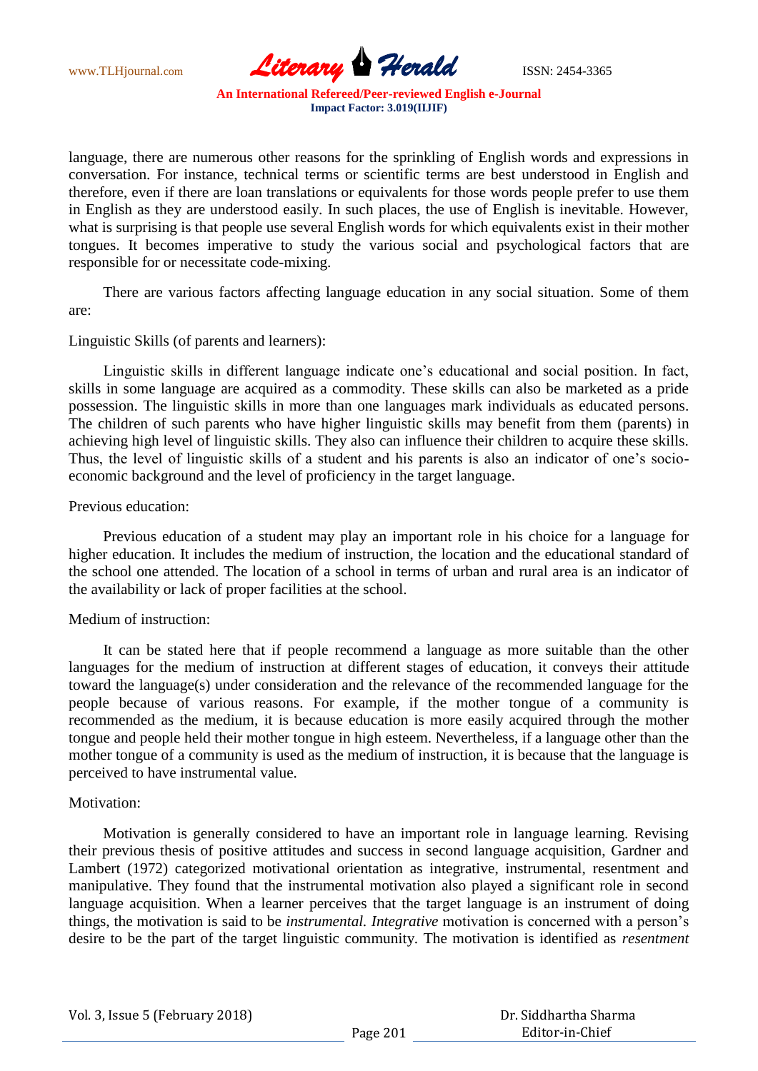language, there are numerous other reasons for the sprinkling of English words and expressions in conversation. For instance, technical terms or scientific terms are best understood in English and therefore, even if there are loan translations or equivalents for those words people prefer to use them in English as they are understood easily. In such places, the use of English is inevitable. However, what is surprising is that people use several English words for which equivalents exist in their mother tongues. It becomes imperative to study the various social and psychological factors that are responsible for or necessitate code-mixing.

There are various factors affecting language education in any social situation. Some of them are:

Linguistic Skills (of parents and learners):

Linguistic skills in different language indicate one's educational and social position. In fact, skills in some language are acquired as a commodity. These skills can also be marketed as a pride possession. The linguistic skills in more than one languages mark individuals as educated persons. The children of such parents who have higher linguistic skills may benefit from them (parents) in achieving high level of linguistic skills. They also can influence their children to acquire these skills. Thus, the level of linguistic skills of a student and his parents is also an indicator of one's socio-economic background and the level of proficiency in the target language.

Previous education:

Previous education of a student may play an important role in his choice for a language for higher education. It includes the medium of instruction, the location and the educational standard of the school one attended. The location of a school in terms of urban and rural area is an indicator of the availability or lack of proper facilities at the school.

Medium of instruction:

It can be stated here that if people recommend a language as more suitable than the other languages for the medium of instruction at different stages of education, it conveys their attitude toward the language(s) under consideration and the relevance of the recommended language for the people because of various reasons. For example, if the mother tongue of a community is recommended as the medium, it is because education is more easily acquired through the mother tongue and people held their mother tongue in high esteem. Nevertheless, if a language other than the mother tongue of a community is used as the medium of instruction, it is because that the language is perceived to have instrumental value.

Motivation:

Motivation is generally considered to have an important role in language learning. Revising their previous thesis of positive attitudes and success in second language acquisition, Gardner and Lambert (1972) categorized motivational orientation as integrative, instrumental, resentment and manipulative. They found that the instrumental motivation also played a significant role in second language acquisition. When a learner perceives that the target language is an instrument of doing things, the motivation is said to be *instrumental. Integrative* motivation is concerned with a person's desire to be the part of the target linguistic community. The motivation is identified as *resentment*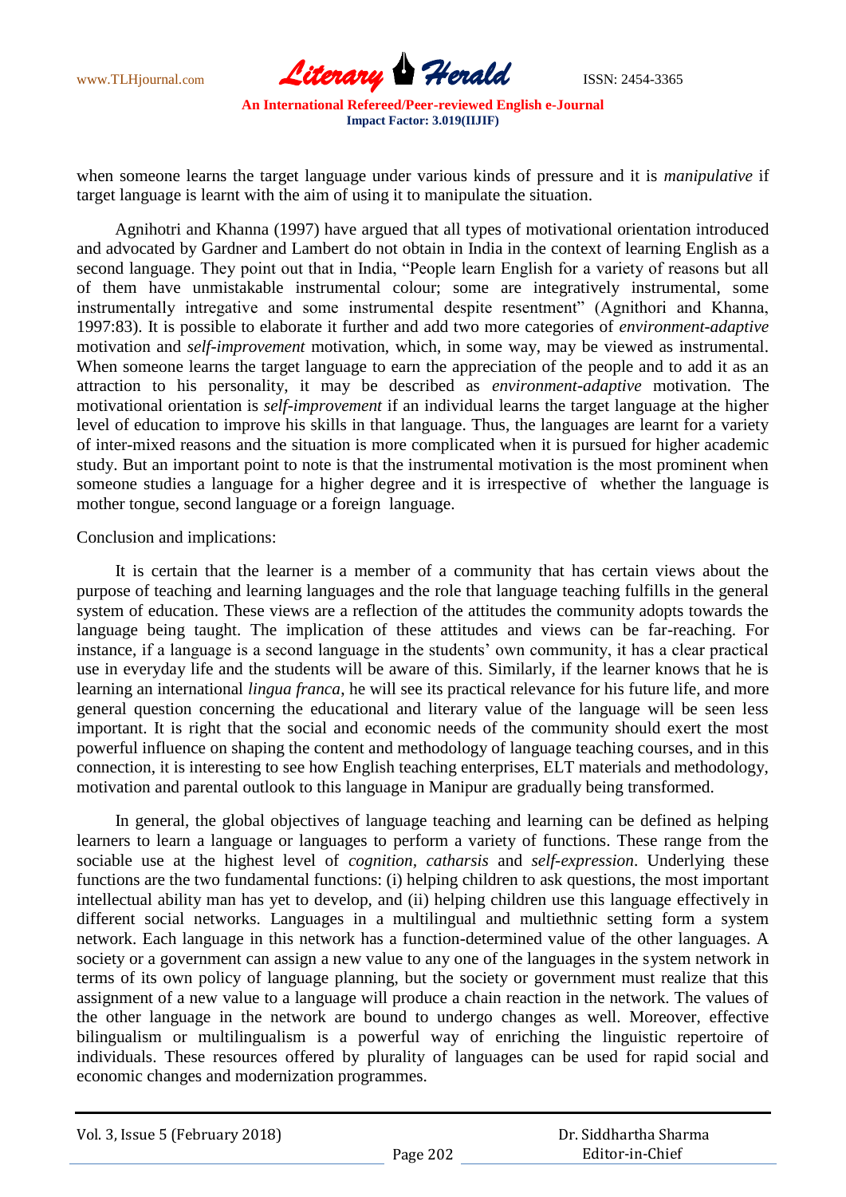when someone learns the target language under various kinds of pressure and it is *manipulative* if target language is learnt with the aim of using it to manipulate the situation.

Agnihotri and Khanna (1997) have argued that all types of motivational orientation introduced and advocated by Gardner and Lambert do not obtain in India in the context of learning English as a second language. They point out that in India, "People learn English for a variety of reasons but all of them have unmistakable instrumental colour; some are integratively instrumental, some instrumentally intregative and some instrumental despite resentment" (Agnithori and Khanna, 1997:83). It is possible to elaborate it further and add two more categories of *environment-adaptive* motivation and *self-improvement* motivation, which, in some way, may be viewed as instrumental. When someone learns the target language to earn the appreciation of the people and to add it as an attraction to his personality, it may be described as *environment-adaptive* motivation. The motivational orientation is *self-improvement* if an individual learns the target language at the higher level of education to improve his skills in that language. Thus, the languages are learnt for a variety of inter-mixed reasons and the situation is more complicated when it is pursued for higher academic study. But an important point to note is that the instrumental motivation is the most prominent when someone studies a language for a higher degree and it is irrespective of whether the language is mother tongue, second language or a foreign language.

Conclusion and implications:

It is certain that the learner is a member of a community that has certain views about the purpose of teaching and learning languages and the role that language teaching fulfills in the general system of education. These views are a reflection of the attitudes the community adopts towards the language being taught. The implication of these attitudes and views can be far-reaching. For instance, if a language is a second language in the students' own community, it has a clear practical use in everyday life and the students will be aware of this. Similarly, if the learner knows that he is learning an international *lingua franca*, he will see its practical relevance for his future life, and more general question concerning the educational and literary value of the language will be seen less important. It is right that the social and economic needs of the community should exert the most powerful influence on shaping the content and methodology of language teaching courses, and in this connection, it is interesting to see how English teaching enterprises, ELT materials and methodology, motivation and parental outlook to this language in Manipur are gradually being transformed.

In general, the global objectives of language teaching and learning can be defined as helping learners to learn a language or languages to perform a variety of functions. These range from the sociable use at the highest level of *cognition*, *catharsis* and *self-expression*. Underlying these functions are the two fundamental functions: (i) helping children to ask questions, the most important intellectual ability man has yet to develop, and (ii) helping children use this language effectively in different social networks. Languages in a multilingual and multiethnic setting form a system network. Each language in this network has a function-determined value of the other languages. A society or a government can assign a new value to any one of the languages in the system network in terms of its own policy of language planning, but the society or government must realize that this assignment of a new value to a language will produce a chain reaction in the network. The values of the other language in the network are bound to undergo changes as well. Moreover, effective bilingualism or multilingualism is a powerful way of enriching the linguistic repertoire of individuals. These resources offered by plurality of languages can be used for rapid social and economic changes and modernization programmes.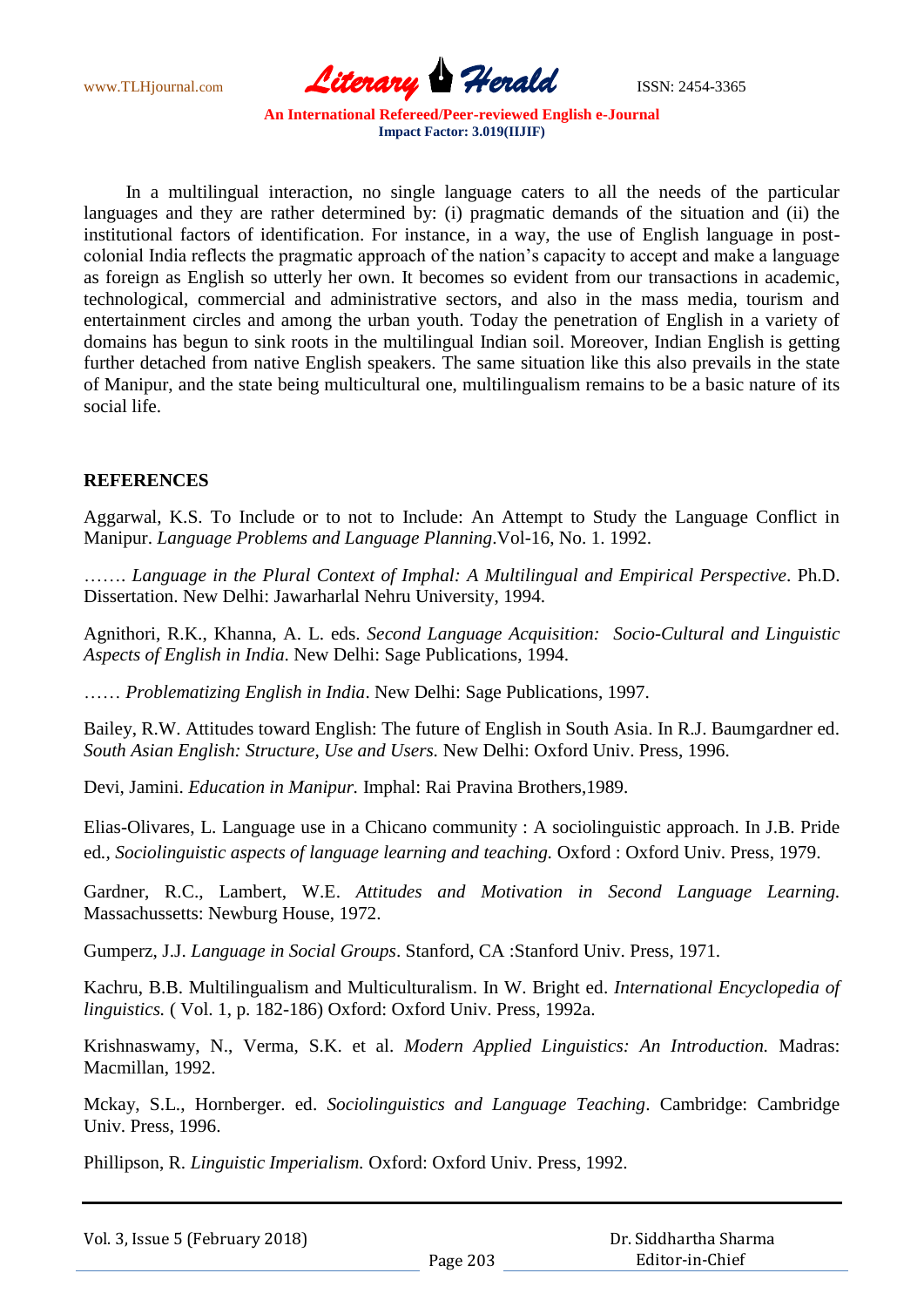In a multilingual interaction, no single language caters to all the needs of the particular languages and they are rather determined by: (i) pragmatic demands of the situation and (ii) the institutional factors of identification. For instance, in a way, the use of English language in post-colonial India reflects the pragmatic approach of the nation's capacity to accept and make a language as foreign as English so utterly her own. It becomes so evident from our transactions in academic, technological, commercial and administrative sectors, and also in the mass media, tourism and entertainment circles and among the urban youth. Today the penetration of English in a variety of domains has begun to sink roots in the multilingual Indian soil. Moreover, Indian English is getting further detached from native English speakers. The same situation like this also prevails in the state of Manipur, and the state being multicultural one, multilingualism remains to be a basic nature of its social life.

## REFERENCES

Aggarwal, K.S. To Include or to not to Include: An Attempt to Study the Language Conflict in Manipur. *Language Problems and Language Planning*.Vol-16, No. 1. 1992.

……. *Language in the Plural Context of Imphal: A Multilingual and Empirical Perspective*. Ph.D. Dissertation. New Delhi: Jawarharlal Nehru University, 1994.

Agnithori, R.K., Khanna, A. L. eds. *Second Language Acquisition: Socio-Cultural and Linguistic Aspects of English in India*. New Delhi: Sage Publications, 1994.

…… *Problematizing English in India*. New Delhi: Sage Publications, 1997.

Bailey, R.W. Attitudes toward English: The future of English in South Asia. In R.J. Baumgardner ed. *South Asian English: Structure, Use and Users.* New Delhi: Oxford Univ. Press, 1996.

Devi, Jamini. *Education in Manipur.* Imphal: Rai Pravina Brothers,1989.

Elias-Olivares, L. Language use in a Chicano community : A sociolinguistic approach. In J.B. Pride ed., *Sociolinguistic aspects of language learning and teaching.* Oxford : Oxford Univ. Press, 1979.

Gardner, R.C., Lambert, W.E. *Attitudes and Motivation in Second Language Learning.* Massachussetts: Newburg House, 1972.

Gumperz, J.J. *Language in Social Groups*. Stanford, CA :Stanford Univ. Press, 1971.

Kachru, B.B. Multilingualism and Multiculturalism. In W. Bright ed. *International Encyclopedia of linguistics.* ( Vol. 1, p. 182-186) Oxford: Oxford Univ. Press, 1992a.

Krishnaswamy, N., Verma, S.K. et al. *Modern Applied Linguistics: An Introduction.* Madras: Macmillan, 1992.

Mckay, S.L., Hornberger. ed. *Sociolinguistics and Language Teaching*. Cambridge: Cambridge Univ. Press, 1996.

Phillipson, R. *Linguistic Imperialism.* Oxford: Oxford Univ. Press, 1992.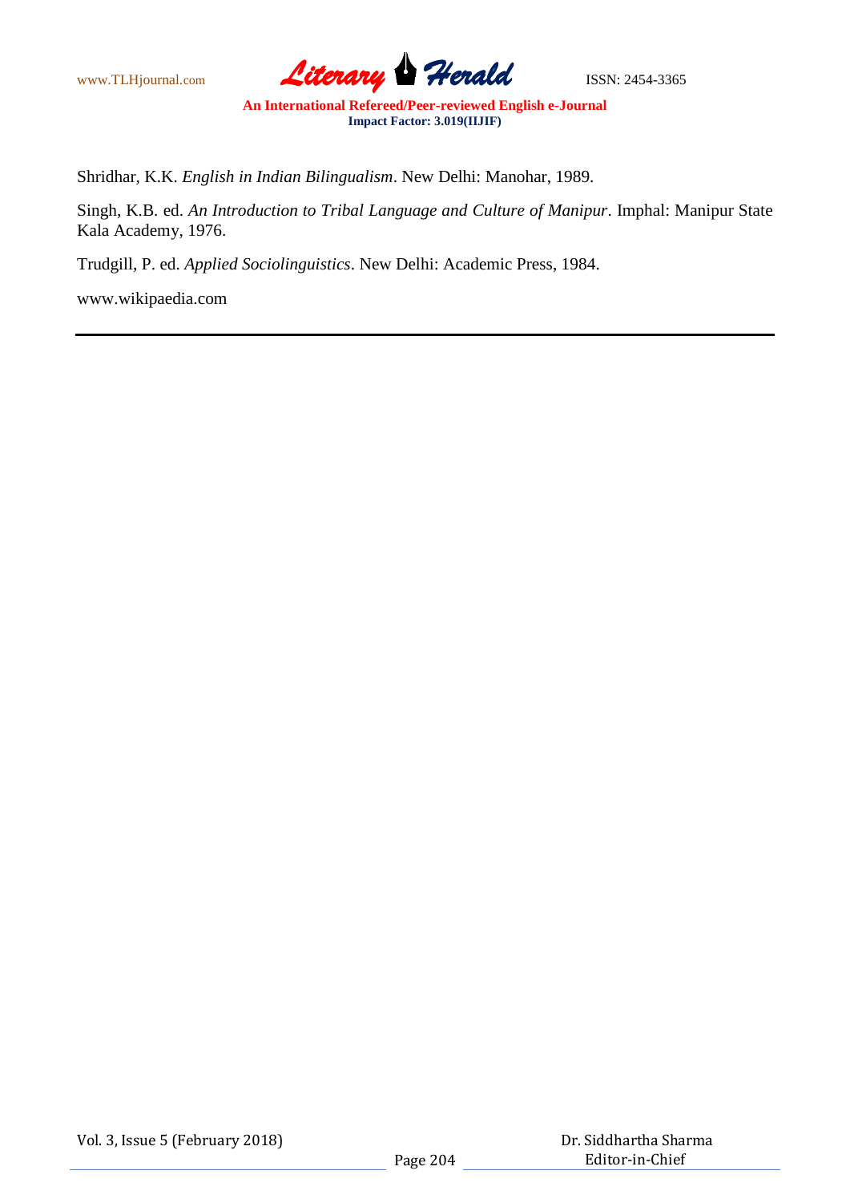Shridhar, K.K. *English in Indian Bilingualism*. New Delhi: Manohar, 1989.

Singh, K.B. ed. *An Introduction to Tribal Language and Culture of Manipur*. Imphal: Manipur State Kala Academy, 1976.

Trudgill, P. ed. *Applied Sociolinguistics*. New Delhi: Academic Press, 1984.

www.wikipaedia.com

---